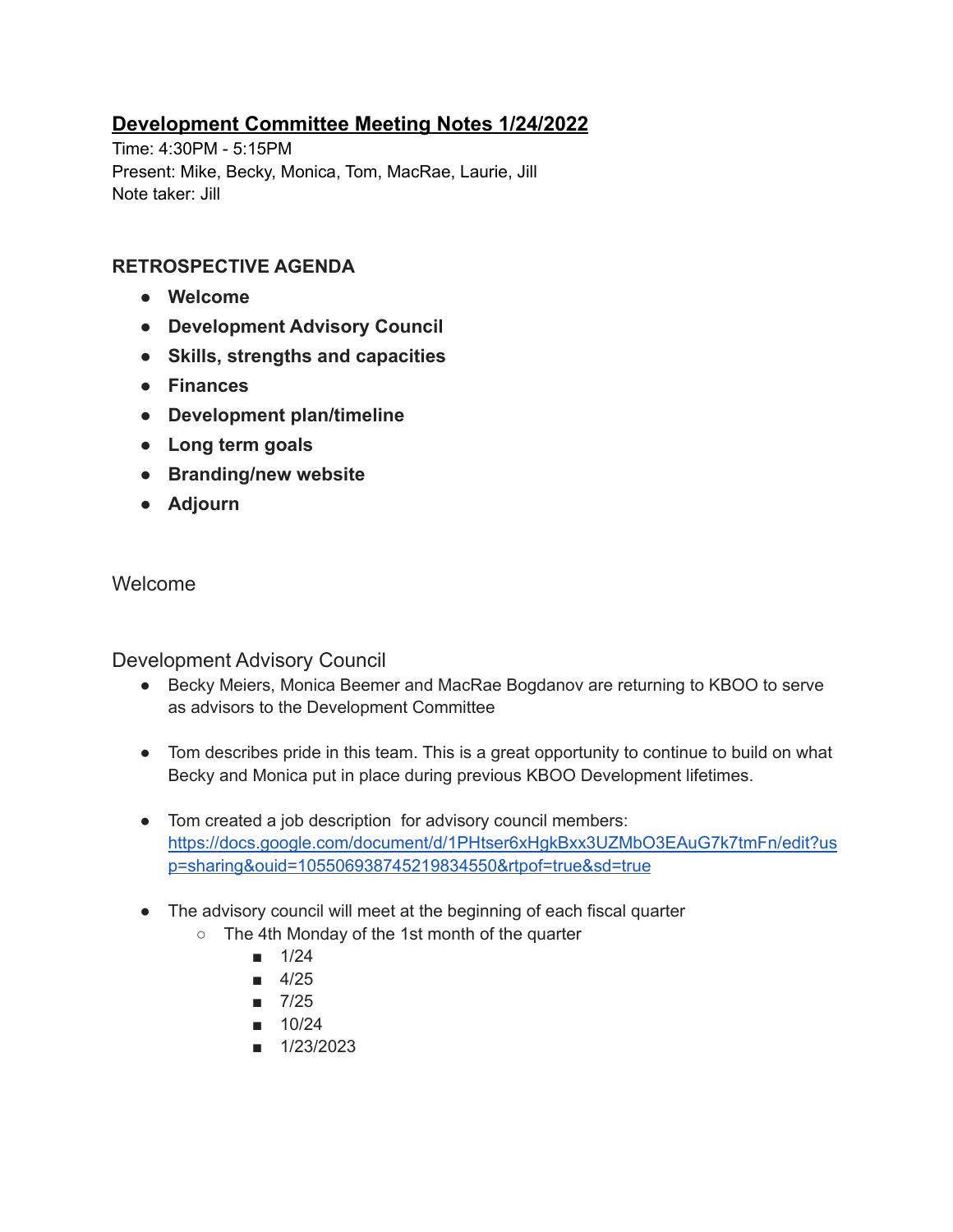# **Development Committee Meeting Notes 1/24/2022**

Time: 4:30PM - 5:15PM
Present: Mike, Becky, Monica, Tom, MacRae, Laurie, Jill
Note taker: Jill

### **RETROSPECTIVE AGENDA**

- **Welcome**
- **Development Advisory Council**
- **Skills, strengths and capacities**
- **Finances**
- **Development plan/timeline**
- **Long term goals**
- **Branding/new website**
- **Adjourn**

## Welcome

## Development Advisory Council

- Becky Meiers, Monica Beemer and MacRae Bogdanov are returning to KBOO to serve as advisors to the Development Committee

- Tom describes pride in this team. This is a great opportunity to continue to build on what Becky and Monica put in place during previous KBOO Development lifetimes.

- Tom created a job description for advisory council members: [https://docs.google.com/document/d/1PHtser6xHgkBxx3UZMbO3EAuG7k7tmFn/edit?usp=sharing&ouid=105506938745219834550&rtpof=true&sd=true](https://docs.google.com/document/d/1PHtser6xHgkBxx3UZMbO3EAuG7k7tmFn/edit?usp=sharing&ouid=105506938745219834550&rtpof=true&sd=true)

- The advisory council will meet at the beginning of each fiscal quarter
  - The 4th Monday of the 1st month of the quarter
    - 1/24
    - 4/25
    - 7/25
    - 10/24
    - 1/23/2023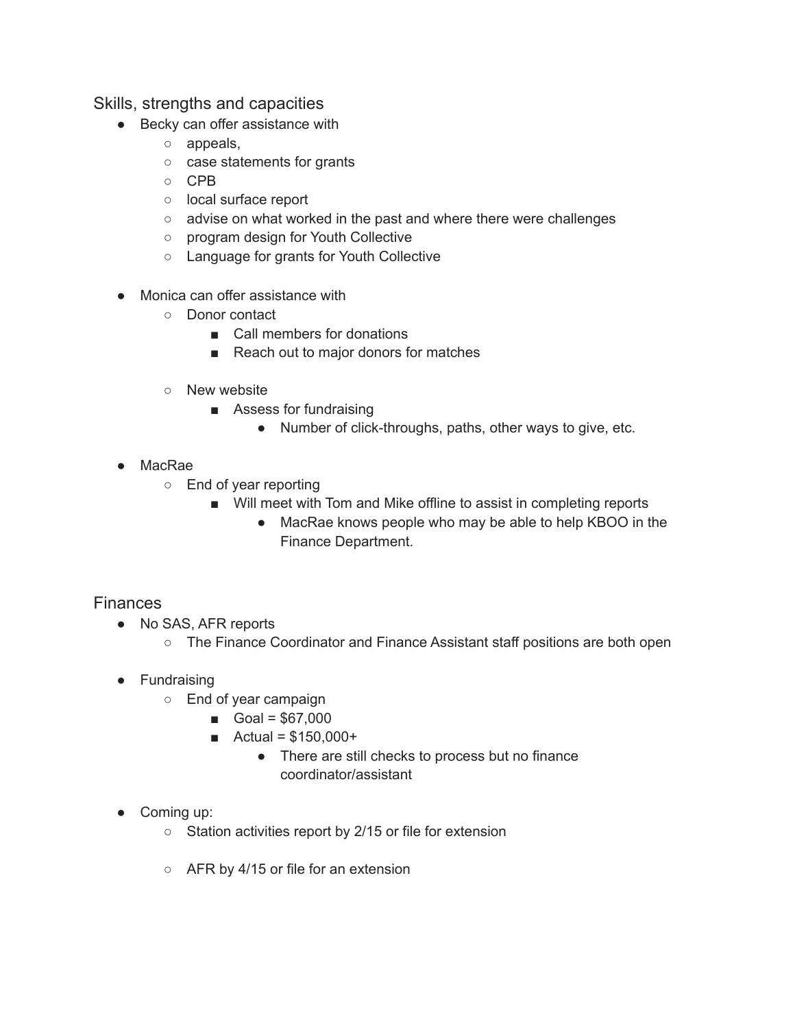## Skills, strengths and capacities

- Becky can offer assistance with
  - appeals,
  - case statements for grants
  - CPB
  - local surface report
  - advise on what worked in the past and where there were challenges
  - program design for Youth Collective
  - Language for grants for Youth Collective

- Monica can offer assistance with
  - Donor contact
    - Call members for donations
    - Reach out to major donors for matches

  - New website
    - Assess for fundraising
      - Number of click-throughs, paths, other ways to give, etc.

- MacRae
  - End of year reporting
    - Will meet with Tom and Mike offline to assist in completing reports
      - MacRae knows people who may be able to help KBOO in the Finance Department.

## Finances

- No SAS, AFR reports
  - The Finance Coordinator and Finance Assistant staff positions are both open

- Fundraising
  - End of year campaign
    - Goal = $67,000
    - Actual = $150,000+
      - There are still checks to process but no finance coordinator/assistant

- Coming up:
  - Station activities report by 2/15 or file for extension

  - AFR by 4/15 or file for an extension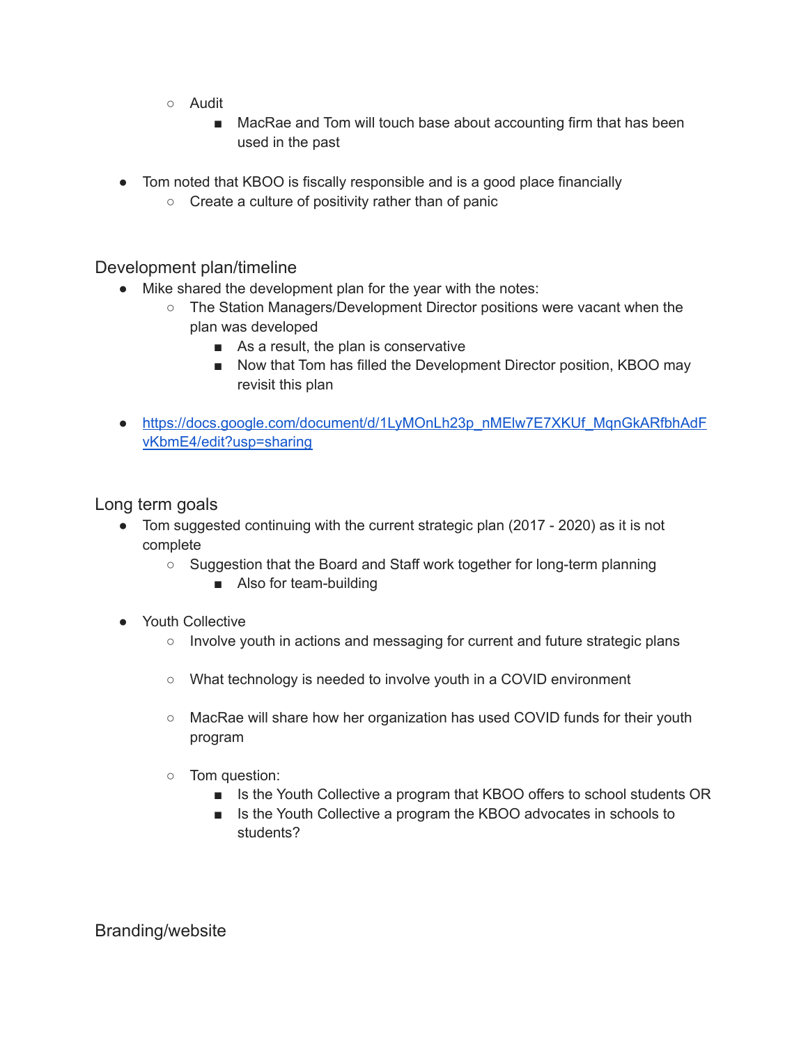- Audit
    - MacRae and Tom will touch base about accounting firm that has been used in the past

- Tom noted that KBOO is fiscally responsible and is a good place financially
  - Create a culture of positivity rather than of panic

## Development plan/timeline

- Mike shared the development plan for the year with the notes:
  - The Station Managers/Development Director positions were vacant when the plan was developed
    - As a result, the plan is conservative
    - Now that Tom has filled the Development Director position, KBOO may revisit this plan

- [https://docs.google.com/document/d/1LyMOnLh23p_nMElw7E7XKUf_MqnGkARfbhAdFvKbmE4/edit?usp=sharing](https://docs.google.com/document/d/1LyMOnLh23p_nMElw7E7XKUf_MqnGkARfbhAdFvKbmE4/edit?usp=sharing)

## Long term goals

- Tom suggested continuing with the current strategic plan (2017 - 2020) as it is not complete
  - Suggestion that the Board and Staff work together for long-term planning
    - Also for team-building

- Youth Collective
  - Involve youth in actions and messaging for current and future strategic plans

  - What technology is needed to involve youth in a COVID environment

  - MacRae will share how her organization has used COVID funds for their youth program

  - Tom question:
    - Is the Youth Collective a program that KBOO offers to school students OR
    - Is the Youth Collective a program the KBOO advocates in schools to students?

## Branding/website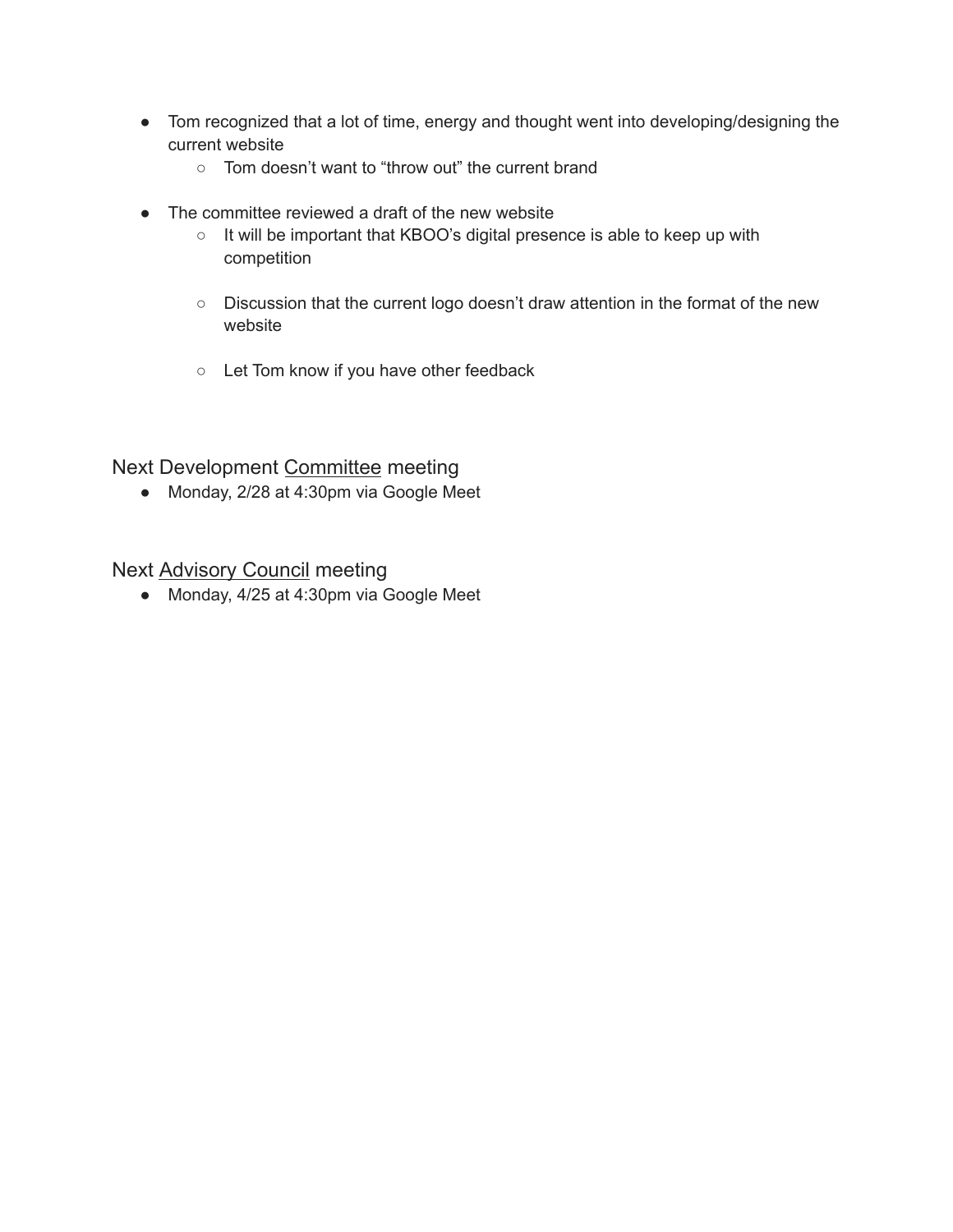- Tom recognized that a lot of time, energy and thought went into developing/designing the current website
    - Tom doesn't want to "throw out" the current brand

- The committee reviewed a draft of the new website
    - It will be important that KBOO's digital presence is able to keep up with competition

    - Discussion that the current logo doesn't draw attention in the format of the new website

    - Let Tom know if you have other feedback

## Next Development Committee meeting

- Monday, 2/28 at 4:30pm via Google Meet

## Next Advisory Council meeting

- Monday, 4/25 at 4:30pm via Google Meet